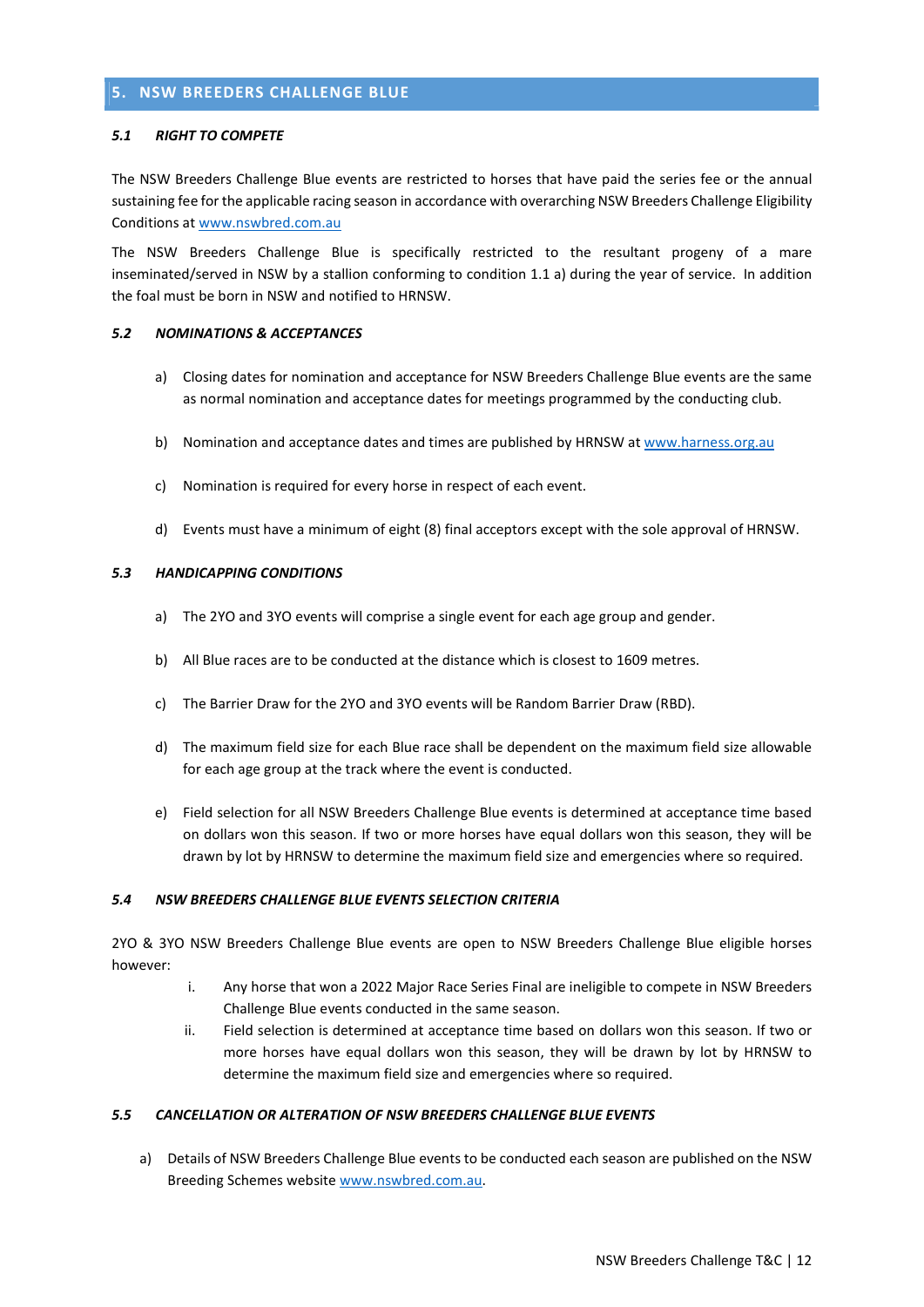## 5. NSW BREEDERS CHALLENGE BLUE

### *5.1 RIGHT TO COMPETE*

The NSW Breeders Challenge Blue events are restricted to horses that have paid the series fee or the annual sustaining fee for the applicable racing season in accordance with overarching NSW Breeders Challenge Eligibility Conditions at www.nswbred.com.au

The NSW Breeders Challenge Blue is specifically restricted to the resultant progeny of a mare inseminated/served in NSW by a stallion conforming to condition 1.1 a) during the year of service. In addition the foal must be born in NSW and notified to HRNSW.

### *5.2 NOMINATIONS & ACCEPTANCES*

a) Closing dates for nomination and acceptance for NSW Breeders Challenge Blue events are the same as normal nomination and acceptance dates for meetings programmed by the conducting club.

b) Nomination and acceptance dates and times are published by HRNSW at www.harness.org.au

c) Nomination is required for every horse in respect of each event.

d) Events must have a minimum of eight (8) final acceptors except with the sole approval of HRNSW.

### *5.3 HANDICAPPING CONDITIONS*

a) The 2YO and 3YO events will comprise a single event for each age group and gender.

b) All Blue races are to be conducted at the distance which is closest to 1609 metres.

c) The Barrier Draw for the 2YO and 3YO events will be Random Barrier Draw (RBD).

d) The maximum field size for each Blue race shall be dependent on the maximum field size allowable for each age group at the track where the event is conducted.

e) Field selection for all NSW Breeders Challenge Blue events is determined at acceptance time based on dollars won this season. If two or more horses have equal dollars won this season, they will be drawn by lot by HRNSW to determine the maximum field size and emergencies where so required.

### *5.4 NSW BREEDERS CHALLENGE BLUE EVENTS SELECTION CRITERIA*

2YO & 3YO NSW Breeders Challenge Blue events are open to NSW Breeders Challenge Blue eligible horses however:

i. Any horse that won a 2022 Major Race Series Final are ineligible to compete in NSW Breeders Challenge Blue events conducted in the same season.

ii. Field selection is determined at acceptance time based on dollars won this season. If two or more horses have equal dollars won this season, they will be drawn by lot by HRNSW to determine the maximum field size and emergencies where so required.

### *5.5 CANCELLATION OR ALTERATION OF NSW BREEDERS CHALLENGE BLUE EVENTS*

a) Details of NSW Breeders Challenge Blue events to be conducted each season are published on the NSW Breeding Schemes website www.nswbred.com.au.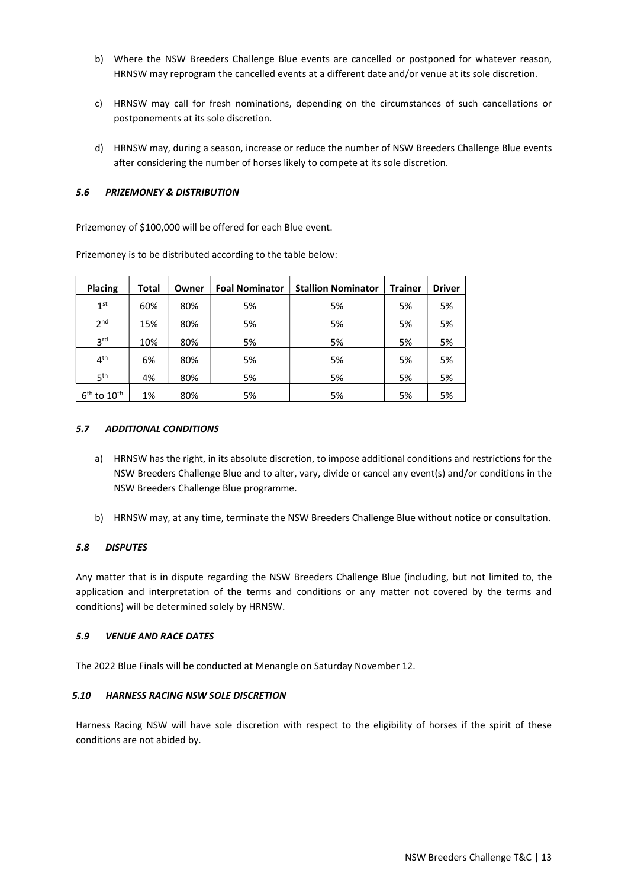b) Where the NSW Breeders Challenge Blue events are cancelled or postponed for whatever reason, HRNSW may reprogram the cancelled events at a different date and/or venue at its sole discretion.

c) HRNSW may call for fresh nominations, depending on the circumstances of such cancellations or postponements at its sole discretion.

d) HRNSW may, during a season, increase or reduce the number of NSW Breeders Challenge Blue events after considering the number of horses likely to compete at its sole discretion.

### *5.6 PRIZEMONEY & DISTRIBUTION*

Prizemoney of $100,000 will be offered for each Blue event.

Prizemoney is to be distributed according to the table below:

| Placing | Total | Owner | Foal Nominator | Stallion Nominator | Trainer | Driver |
|---|---|---|---|---|---|---|
| 1st | 60% | 80% | 5% | 5% | 5% | 5% |
| 2nd | 15% | 80% | 5% | 5% | 5% | 5% |
| 3rd | 10% | 80% | 5% | 5% | 5% | 5% |
| 4th | 6% | 80% | 5% | 5% | 5% | 5% |
| 5th | 4% | 80% | 5% | 5% | 5% | 5% |
| 6th to 10th | 1% | 80% | 5% | 5% | 5% | 5% |

### *5.7 ADDITIONAL CONDITIONS*

a) HRNSW has the right, in its absolute discretion, to impose additional conditions and restrictions for the NSW Breeders Challenge Blue and to alter, vary, divide or cancel any event(s) and/or conditions in the NSW Breeders Challenge Blue programme.

b) HRNSW may, at any time, terminate the NSW Breeders Challenge Blue without notice or consultation.

### *5.8 DISPUTES*

Any matter that is in dispute regarding the NSW Breeders Challenge Blue (including, but not limited to, the application and interpretation of the terms and conditions or any matter not covered by the terms and conditions) will be determined solely by HRNSW.

### *5.9 VENUE AND RACE DATES*

The 2022 Blue Finals will be conducted at Menangle on Saturday November 12.

### *5.10 HARNESS RACING NSW SOLE DISCRETION*

Harness Racing NSW will have sole discretion with respect to the eligibility of horses if the spirit of these conditions are not abided by.